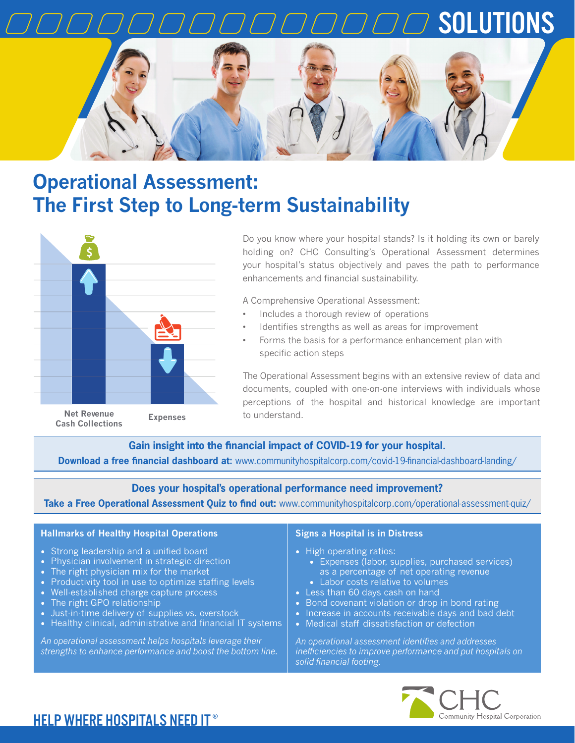SOLUTIONS

# Operational Assessment: The First Step to Long-term Sustainability

Net Revenue Cash Collections

Expenses

Do you know where your hospital stands? Is it holding its own or barely holding on? CHC Consulting's Operational Assessment determines your hospital's status objectively and paves the path to performance enhancements and financial sustainability.

A Comprehensive Operational Assessment:

- Includes a thorough review of operations
- Identifies strengths as well as areas for improvement
- Forms the basis for a performance enhancement plan with specific action steps

The Operational Assessment begins with an extensive review of data and documents, coupled with one-on-one interviews with individuals whose perceptions of the hospital and historical knowledge are important to understand.

**Gain insight into the financial impact of COVID-19 for your hospital.**
**Download a free financial dashboard at:** www.communityhospitalcorp.com/covid-19-financial-dashboard-landing/

**Does your hospital's operational performance need improvement?**
**Take a Free Operational Assessment Quiz to find out:** www.communityhospitalcorp.com/operational-assessment-quiz/

### Hallmarks of Healthy Hospital Operations

- Strong leadership and a unified board
- Physician involvement in strategic direction
- The right physician mix for the market
- Productivity tool in use to optimize staffing levels
- Well-established charge capture process
- The right GPO relationship
- Just-in-time delivery of supplies vs. overstock
- Healthy clinical, administrative and financial IT systems

*An operational assessment helps hospitals leverage their strengths to enhance performance and boost the bottom line.*

### Signs a Hospital is in Distress

- High operating ratios:
  - Expenses (labor, supplies, purchased services) as a percentage of net operating revenue
  - Labor costs relative to volumes
- Less than 60 days cash on hand
- Bond covenant violation or drop in bond rating
- Increase in accounts receivable days and bad debt
- Medical staff dissatisfaction or defection

*An operational assessment identifies and addresses inefficiencies to improve performance and put hospitals on solid financial footing.*

CHC Community Hospital Corporation

HELP WHERE HOSPITALS NEED IT®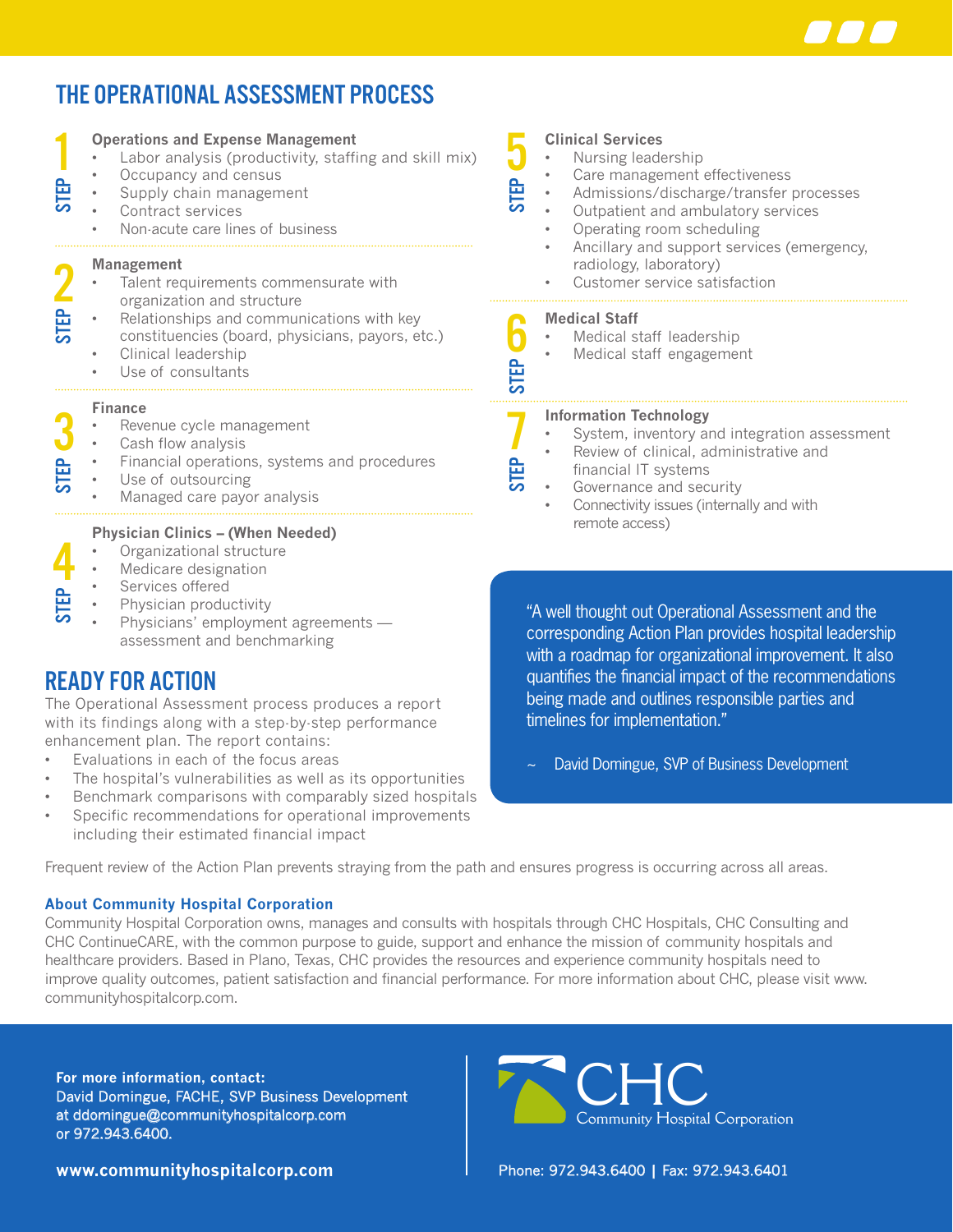## THE OPERATIONAL ASSESSMENT PROCESS

### STEP 1 — Operations and Expense Management

- Labor analysis (productivity, staffing and skill mix)
- Occupancy and census
- Supply chain management
- Contract services
- Non-acute care lines of business

### STEP 2 — Management

- Talent requirements commensurate with organization and structure
- Relationships and communications with key constituencies (board, physicians, payors, etc.)
- Clinical leadership
- Use of consultants

### STEP 3 — Finance

- Revenue cycle management
- Cash flow analysis
- Financial operations, systems and procedures
- Use of outsourcing
- Managed care payor analysis

### STEP 4 — Physician Clinics – (When Needed)

- Organizational structure
- Medicare designation
- Services offered
- Physician productivity
- Physicians' employment agreements — assessment and benchmarking

### STEP 5 — Clinical Services

- Nursing leadership
- Care management effectiveness
- Admissions/discharge/transfer processes
- Outpatient and ambulatory services
- Operating room scheduling
- Ancillary and support services (emergency, radiology, laboratory)
- Customer service satisfaction

### STEP 6 — Medical Staff

- Medical staff leadership
- Medical staff engagement

### STEP 7 — Information Technology

- System, inventory and integration assessment
- Review of clinical, administrative and financial IT systems
- Governance and security
- Connectivity issues (internally and with remote access)

## READY FOR ACTION

The Operational Assessment process produces a report with its findings along with a step-by-step performance enhancement plan. The report contains:

- Evaluations in each of the focus areas
- The hospital's vulnerabilities as well as its opportunities
- Benchmark comparisons with comparably sized hospitals
- Specific recommendations for operational improvements including their estimated financial impact

> "A well thought out Operational Assessment and the corresponding Action Plan provides hospital leadership with a roadmap for organizational improvement. It also quantifies the financial impact of the recommendations being made and outlines responsible parties and timelines for implementation."
>
> ~ David Domingue, SVP of Business Development

Frequent review of the Action Plan prevents straying from the path and ensures progress is occurring across all areas.

**About Community Hospital Corporation**

Community Hospital Corporation owns, manages and consults with hospitals through CHC Hospitals, CHC Consulting and CHC ContinueCARE, with the common purpose to guide, support and enhance the mission of community hospitals and healthcare providers. Based in Plano, Texas, CHC provides the resources and experience community hospitals need to improve quality outcomes, patient satisfaction and financial performance. For more information about CHC, please visit www.communityhospitalcorp.com.

**For more information, contact:**
David Domingue, FACHE, SVP Business Development
at ddomingue@communityhospitalcorp.com
or 972.943.6400.

**www.communityhospitalcorp.com**

CHC
Community Hospital Corporation

Phone: 972.943.6400 | Fax: 972.943.6401